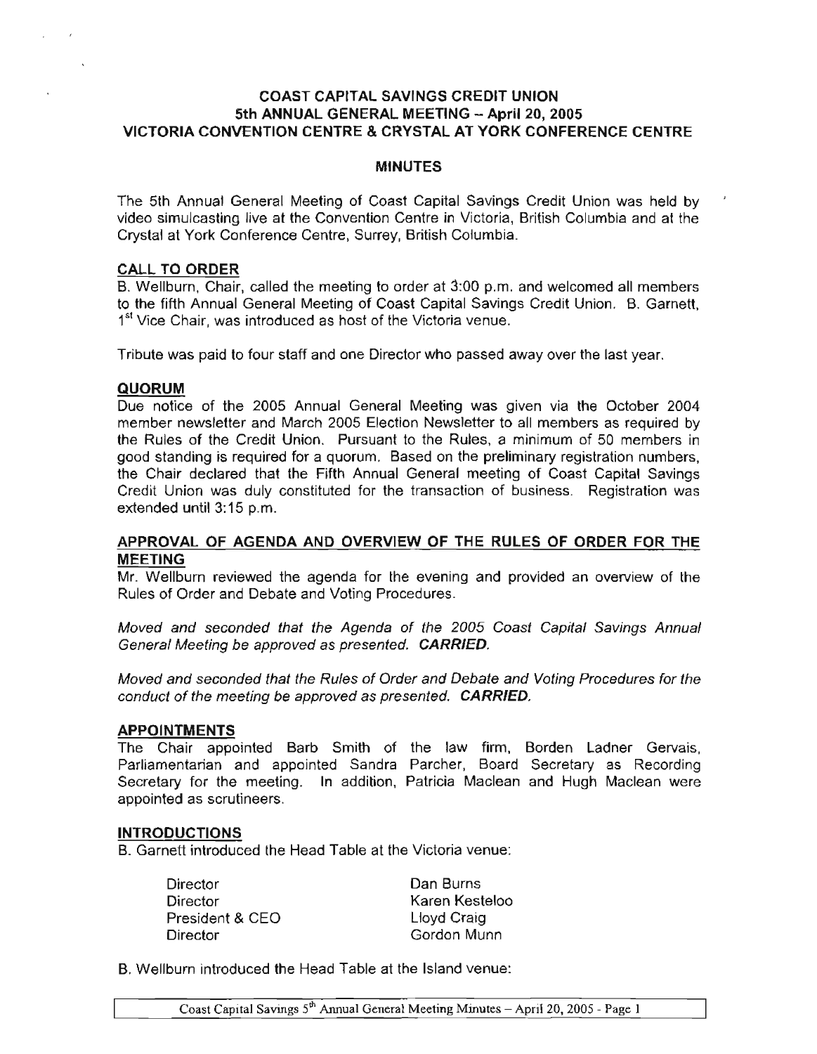# COAST CAPITAL SAVINGS CREDIT UNION
## 5th ANNUAL GENERAL MEETING – April 20, 2005
## VICTORIA CONVENTION CENTRE & CRYSTAL AT YORK CONFERENCE CENTRE

### MINUTES

The 5th Annual General Meeting of Coast Capital Savings Credit Union was held by video simulcasting live at the Convention Centre in Victoria, British Columbia and at the Crystal at York Conference Centre, Surrey, British Columbia.

### CALL TO ORDER

B. Wellburn, Chair, called the meeting to order at 3:00 p.m. and welcomed all members to the fifth Annual General Meeting of Coast Capital Savings Credit Union. B. Garnett, 1st Vice Chair, was introduced as host of the Victoria venue.

Tribute was paid to four staff and one Director who passed away over the last year.

### QUORUM

Due notice of the 2005 Annual General Meeting was given via the October 2004 member newsletter and March 2005 Election Newsletter to all members as required by the Rules of the Credit Union. Pursuant to the Rules, a minimum of 50 members in good standing is required for a quorum. Based on the preliminary registration numbers, the Chair declared that the Fifth Annual General meeting of Coast Capital Savings Credit Union was duly constituted for the transaction of business. Registration was extended until 3:15 p.m.

### APPROVAL OF AGENDA AND OVERVIEW OF THE RULES OF ORDER FOR THE MEETING

Mr. Wellburn reviewed the agenda for the evening and provided an overview of the Rules of Order and Debate and Voting Procedures.

*Moved and seconded that the Agenda of the 2005 Coast Capital Savings Annual General Meeting be approved as presented.* ***CARRIED.***

*Moved and seconded that the Rules of Order and Debate and Voting Procedures for the conduct of the meeting be approved as presented.* ***CARRIED.***

### APPOINTMENTS

The Chair appointed Barb Smith of the law firm, Borden Ladner Gervais, Parliamentarian and appointed Sandra Parcher, Board Secretary as Recording Secretary for the meeting. In addition, Patricia Maclean and Hugh Maclean were appointed as scrutineers.

### INTRODUCTIONS

B. Garnett introduced the Head Table at the Victoria venue:

| | |
|---|---|
| Director | Dan Burns |
| Director | Karen Kesteloo |
| President & CEO | Lloyd Craig |
| Director | Gordon Munn |

B. Wellburn introduced the Head Table at the Island venue: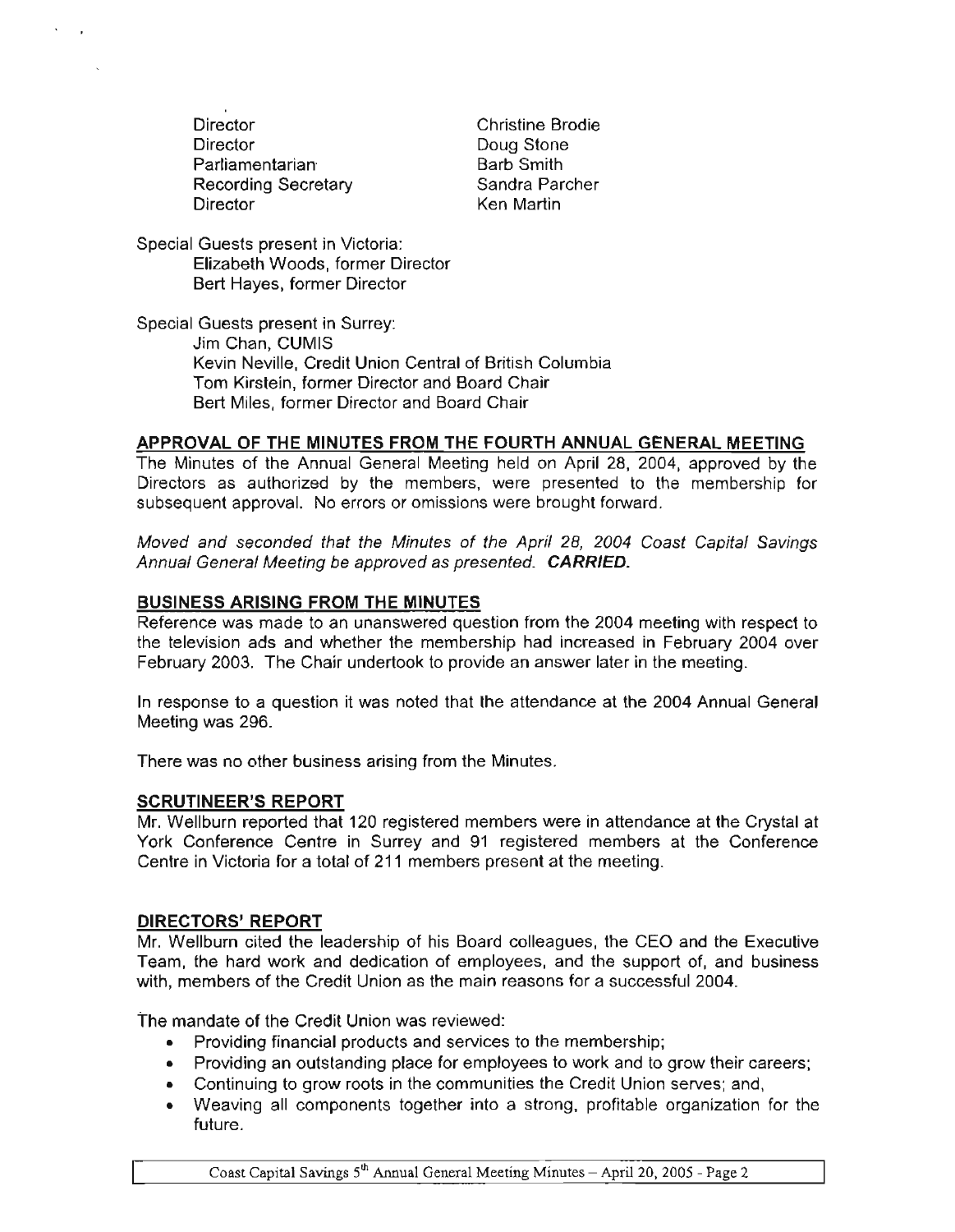| | |
|---|---|
| Director | Christine Brodie |
| Director | Doug Stone |
| Parliamentarian | Barb Smith |
| Recording Secretary | Sandra Parcher |
| Director | Ken Martin |

Special Guests present in Victoria:
Elizabeth Woods, former Director
Bert Hayes, former Director

Special Guests present in Surrey:
Jim Chan, CUMIS
Kevin Neville, Credit Union Central of British Columbia
Tom Kirstein, former Director and Board Chair
Bert Miles, former Director and Board Chair

## APPROVAL OF THE MINUTES FROM THE FOURTH ANNUAL GENERAL MEETING

The Minutes of the Annual General Meeting held on April 28, 2004, approved by the Directors as authorized by the members, were presented to the membership for subsequent approval. No errors or omissions were brought forward.

*Moved and seconded that the Minutes of the April 28, 2004 Coast Capital Savings Annual General Meeting be approved as presented.* ***CARRIED.***

## BUSINESS ARISING FROM THE MINUTES

Reference was made to an unanswered question from the 2004 meeting with respect to the television ads and whether the membership had increased in February 2004 over February 2003. The Chair undertook to provide an answer later in the meeting.

In response to a question it was noted that the attendance at the 2004 Annual General Meeting was 296.

There was no other business arising from the Minutes.

## SCRUTINEER'S REPORT

Mr. Wellburn reported that 120 registered members were in attendance at the Crystal at York Conference Centre in Surrey and 91 registered members at the Conference Centre in Victoria for a total of 211 members present at the meeting.

## DIRECTORS' REPORT

Mr. Wellburn cited the leadership of his Board colleagues, the CEO and the Executive Team, the hard work and dedication of employees, and the support of, and business with, members of the Credit Union as the main reasons for a successful 2004.

The mandate of the Credit Union was reviewed:

- Providing financial products and services to the membership;
- Providing an outstanding place for employees to work and to grow their careers;
- Continuing to grow roots in the communities the Credit Union serves; and,
- Weaving all components together into a strong, profitable organization for the future.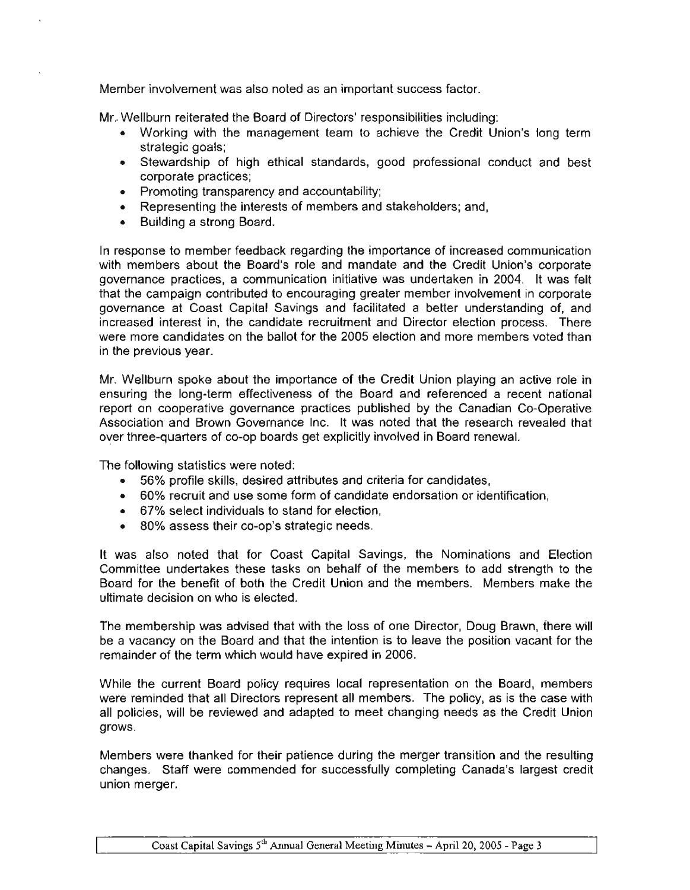Member involvement was also noted as an important success factor.

Mr. Wellburn reiterated the Board of Directors' responsibilities including:

- Working with the management team to achieve the Credit Union's long term strategic goals;
- Stewardship of high ethical standards, good professional conduct and best corporate practices;
- Promoting transparency and accountability;
- Representing the interests of members and stakeholders; and,
- Building a strong Board.

In response to member feedback regarding the importance of increased communication with members about the Board's role and mandate and the Credit Union's corporate governance practices, a communication initiative was undertaken in 2004. It was felt that the campaign contributed to encouraging greater member involvement in corporate governance at Coast Capital Savings and facilitated a better understanding of, and increased interest in, the candidate recruitment and Director election process. There were more candidates on the ballot for the 2005 election and more members voted than in the previous year.

Mr. Wellburn spoke about the importance of the Credit Union playing an active role in ensuring the long-term effectiveness of the Board and referenced a recent national report on cooperative governance practices published by the Canadian Co-Operative Association and Brown Governance Inc. It was noted that the research revealed that over three-quarters of co-op boards get explicitly involved in Board renewal.

The following statistics were noted:

- 56% profile skills, desired attributes and criteria for candidates,
- 60% recruit and use some form of candidate endorsation or identification,
- 67% select individuals to stand for election,
- 80% assess their co-op's strategic needs.

It was also noted that for Coast Capital Savings, the Nominations and Election Committee undertakes these tasks on behalf of the members to add strength to the Board for the benefit of both the Credit Union and the members. Members make the ultimate decision on who is elected.

The membership was advised that with the loss of one Director, Doug Brawn, there will be a vacancy on the Board and that the intention is to leave the position vacant for the remainder of the term which would have expired in 2006.

While the current Board policy requires local representation on the Board, members were reminded that all Directors represent all members. The policy, as is the case with all policies, will be reviewed and adapted to meet changing needs as the Credit Union grows.

Members were thanked for their patience during the merger transition and the resulting changes. Staff were commended for successfully completing Canada's largest credit union merger.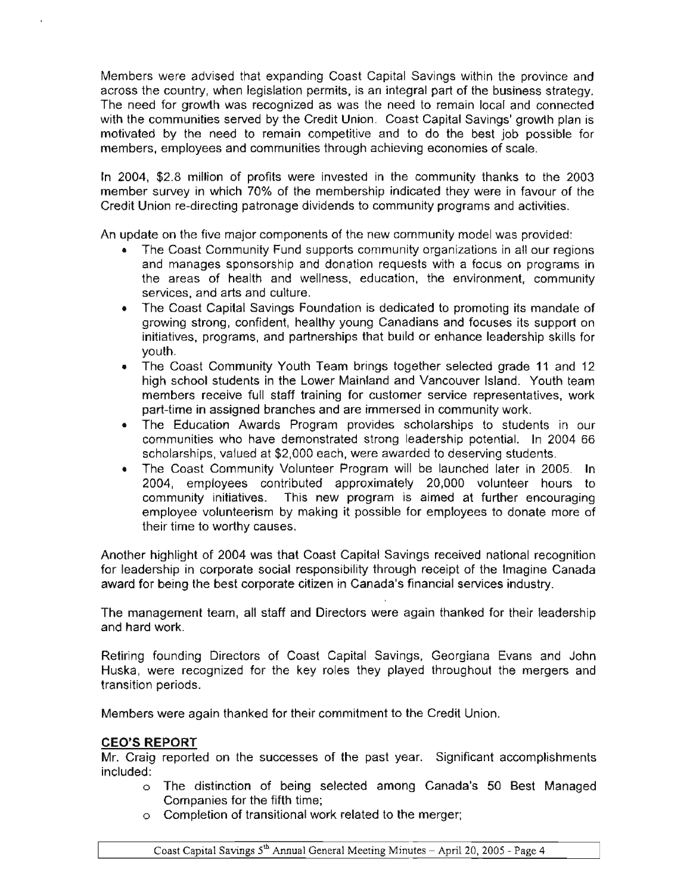Members were advised that expanding Coast Capital Savings within the province and across the country, when legislation permits, is an integral part of the business strategy. The need for growth was recognized as was the need to remain local and connected with the communities served by the Credit Union. Coast Capital Savings' growth plan is motivated by the need to remain competitive and to do the best job possible for members, employees and communities through achieving economies of scale.

In 2004, $2.8 million of profits were invested in the community thanks to the 2003 member survey in which 70% of the membership indicated they were in favour of the Credit Union re-directing patronage dividends to community programs and activities.

An update on the five major components of the new community model was provided:

- The Coast Community Fund supports community organizations in all our regions and manages sponsorship and donation requests with a focus on programs in the areas of health and wellness, education, the environment, community services, and arts and culture.
- The Coast Capital Savings Foundation is dedicated to promoting its mandate of growing strong, confident, healthy young Canadians and focuses its support on initiatives, programs, and partnerships that build or enhance leadership skills for youth.
- The Coast Community Youth Team brings together selected grade 11 and 12 high school students in the Lower Mainland and Vancouver Island. Youth team members receive full staff training for customer service representatives, work part-time in assigned branches and are immersed in community work.
- The Education Awards Program provides scholarships to students in our communities who have demonstrated strong leadership potential. In 2004 66 scholarships, valued at $2,000 each, were awarded to deserving students.
- The Coast Community Volunteer Program will be launched later in 2005. In 2004, employees contributed approximately 20,000 volunteer hours to community initiatives. This new program is aimed at further encouraging employee volunteerism by making it possible for employees to donate more of their time to worthy causes.

Another highlight of 2004 was that Coast Capital Savings received national recognition for leadership in corporate social responsibility through receipt of the Imagine Canada award for being the best corporate citizen in Canada's financial services industry.

The management team, all staff and Directors were again thanked for their leadership and hard work.

Retiring founding Directors of Coast Capital Savings, Georgiana Evans and John Huska, were recognized for the key roles they played throughout the mergers and transition periods.

Members were again thanked for their commitment to the Credit Union.

## CEO'S REPORT

Mr. Craig reported on the successes of the past year. Significant accomplishments included:

- The distinction of being selected among Canada's 50 Best Managed Companies for the fifth time;
- Completion of transitional work related to the merger;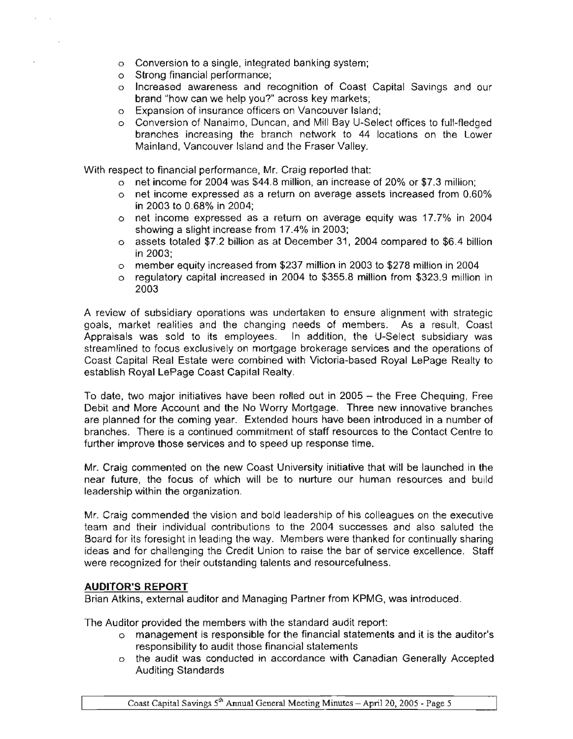- Conversion to a single, integrated banking system;
- Strong financial performance;
- Increased awareness and recognition of Coast Capital Savings and our brand "how can we help you?" across key markets;
- Expansion of insurance officers on Vancouver Island;
- Conversion of Nanaimo, Duncan, and Mill Bay U-Select offices to full-fledged branches increasing the branch network to 44 locations on the Lower Mainland, Vancouver Island and the Fraser Valley.

With respect to financial performance, Mr. Craig reported that:

- net income for 2004 was $44.8 million, an increase of 20% or $7.3 million;
- net income expressed as a return on average assets increased from 0.60% in 2003 to 0.68% in 2004;
- net income expressed as a return on average equity was 17.7% in 2004 showing a slight increase from 17.4% in 2003;
- assets totaled $7.2 billion as at December 31, 2004 compared to $6.4 billion in 2003;
- member equity increased from $237 million in 2003 to $278 million in 2004
- regulatory capital increased in 2004 to $355.8 million from $323.9 million in 2003

A review of subsidiary operations was undertaken to ensure alignment with strategic goals, market realities and the changing needs of members. As a result, Coast Appraisals was sold to its employees. In addition, the U-Select subsidiary was streamlined to focus exclusively on mortgage brokerage services and the operations of Coast Capital Real Estate were combined with Victoria-based Royal LePage Realty to establish Royal LePage Coast Capital Realty.

To date, two major initiatives have been rolled out in 2005 – the Free Chequing, Free Debit and More Account and the No Worry Mortgage. Three new innovative branches are planned for the coming year. Extended hours have been introduced in a number of branches. There is a continued commitment of staff resources to the Contact Centre to further improve those services and to speed up response time.

Mr. Craig commented on the new Coast University initiative that will be launched in the near future, the focus of which will be to nurture our human resources and build leadership within the organization.

Mr. Craig commended the vision and bold leadership of his colleagues on the executive team and their individual contributions to the 2004 successes and also saluted the Board for its foresight in leading the way. Members were thanked for continually sharing ideas and for challenging the Credit Union to raise the bar of service excellence. Staff were recognized for their outstanding talents and resourcefulness.

**AUDITOR'S REPORT**

Brian Atkins, external auditor and Managing Partner from KPMG, was introduced.

The Auditor provided the members with the standard audit report:

- management is responsible for the financial statements and it is the auditor's responsibility to audit those financial statements
- the audit was conducted in accordance with Canadian Generally Accepted Auditing Standards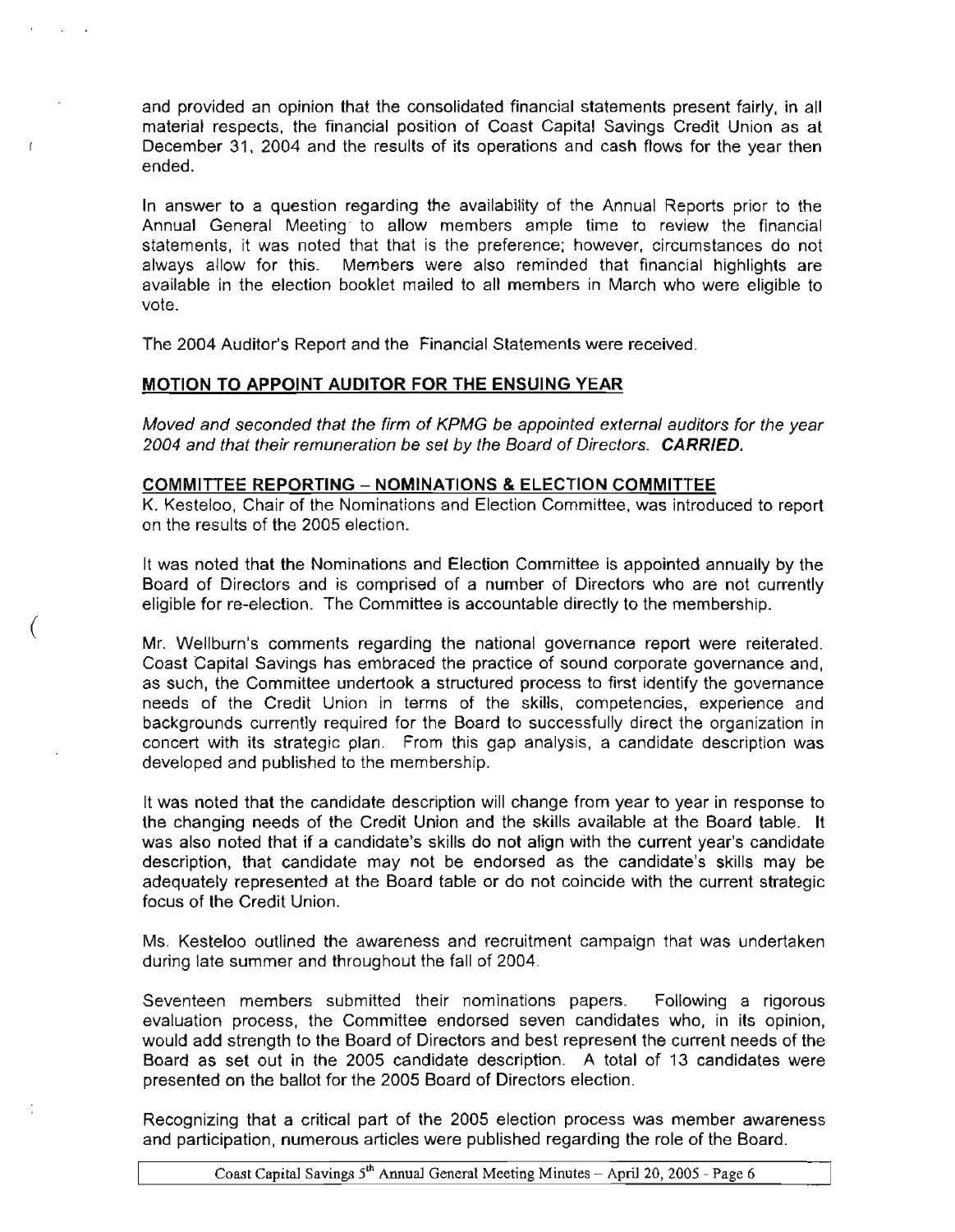and provided an opinion that the consolidated financial statements present fairly, in all material respects, the financial position of Coast Capital Savings Credit Union as at December 31, 2004 and the results of its operations and cash flows for the year then ended.

In answer to a question regarding the availability of the Annual Reports prior to the Annual General Meeting to allow members ample time to review the financial statements, it was noted that that is the preference; however, circumstances do not always allow for this. Members were also reminded that financial highlights are available in the election booklet mailed to all members in March who were eligible to vote.

The 2004 Auditor's Report and the Financial Statements were received.

## MOTION TO APPOINT AUDITOR FOR THE ENSUING YEAR

*Moved and seconded that the firm of KPMG be appointed external auditors for the year 2004 and that their remuneration be set by the Board of Directors.* ***CARRIED.***

## COMMITTEE REPORTING – NOMINATIONS & ELECTION COMMITTEE

K. Kesteloo, Chair of the Nominations and Election Committee, was introduced to report on the results of the 2005 election.

It was noted that the Nominations and Election Committee is appointed annually by the Board of Directors and is comprised of a number of Directors who are not currently eligible for re-election. The Committee is accountable directly to the membership.

Mr. Wellburn's comments regarding the national governance report were reiterated. Coast Capital Savings has embraced the practice of sound corporate governance and, as such, the Committee undertook a structured process to first identify the governance needs of the Credit Union in terms of the skills, competencies, experience and backgrounds currently required for the Board to successfully direct the organization in concert with its strategic plan. From this gap analysis, a candidate description was developed and published to the membership.

It was noted that the candidate description will change from year to year in response to the changing needs of the Credit Union and the skills available at the Board table. It was also noted that if a candidate's skills do not align with the current year's candidate description, that candidate may not be endorsed as the candidate's skills may be adequately represented at the Board table or do not coincide with the current strategic focus of the Credit Union.

Ms. Kesteloo outlined the awareness and recruitment campaign that was undertaken during late summer and throughout the fall of 2004.

Seventeen members submitted their nominations papers. Following a rigorous evaluation process, the Committee endorsed seven candidates who, in its opinion, would add strength to the Board of Directors and best represent the current needs of the Board as set out in the 2005 candidate description. A total of 13 candidates were presented on the ballot for the 2005 Board of Directors election.

Recognizing that a critical part of the 2005 election process was member awareness and participation, numerous articles were published regarding the role of the Board.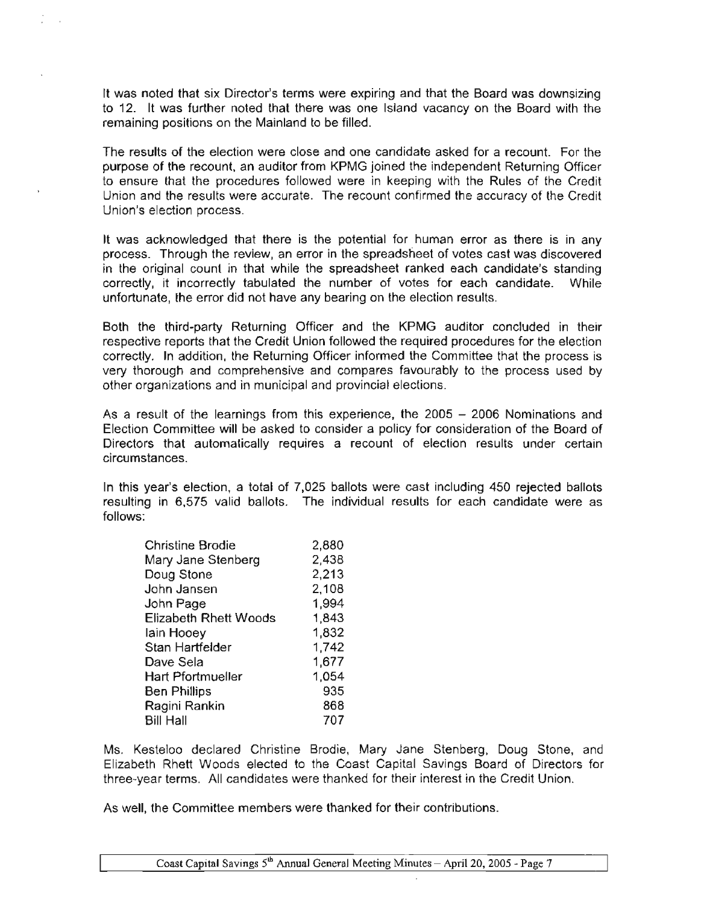It was noted that six Director's terms were expiring and that the Board was downsizing to 12. It was further noted that there was one Island vacancy on the Board with the remaining positions on the Mainland to be filled.

The results of the election were close and one candidate asked for a recount. For the purpose of the recount, an auditor from KPMG joined the independent Returning Officer to ensure that the procedures followed were in keeping with the Rules of the Credit Union and the results were accurate. The recount confirmed the accuracy of the Credit Union's election process.

It was acknowledged that there is the potential for human error as there is in any process. Through the review, an error in the spreadsheet of votes cast was discovered in the original count in that while the spreadsheet ranked each candidate's standing correctly, it incorrectly tabulated the number of votes for each candidate. While unfortunate, the error did not have any bearing on the election results.

Both the third-party Returning Officer and the KPMG auditor concluded in their respective reports that the Credit Union followed the required procedures for the election correctly. In addition, the Returning Officer informed the Committee that the process is very thorough and comprehensive and compares favourably to the process used by other organizations and in municipal and provincial elections.

As a result of the learnings from this experience, the 2005 – 2006 Nominations and Election Committee will be asked to consider a policy for consideration of the Board of Directors that automatically requires a recount of election results under certain circumstances.

In this year's election, a total of 7,025 ballots were cast including 450 rejected ballots resulting in 6,575 valid ballots. The individual results for each candidate were as follows:

| Candidate | Votes |
|---|---|
| Christine Brodie | 2,880 |
| Mary Jane Stenberg | 2,438 |
| Doug Stone | 2,213 |
| John Jansen | 2,108 |
| John Page | 1,994 |
| Elizabeth Rhett Woods | 1,843 |
| Iain Hooey | 1,832 |
| Stan Hartfelder | 1,742 |
| Dave Sela | 1,677 |
| Hart Pfortmueller | 1,054 |
| Ben Phillips | 935 |
| Ragini Rankin | 868 |
| Bill Hall | 707 |

Ms. Kesteloo declared Christine Brodie, Mary Jane Stenberg, Doug Stone, and Elizabeth Rhett Woods elected to the Coast Capital Savings Board of Directors for three-year terms. All candidates were thanked for their interest in the Credit Union.

As well, the Committee members were thanked for their contributions.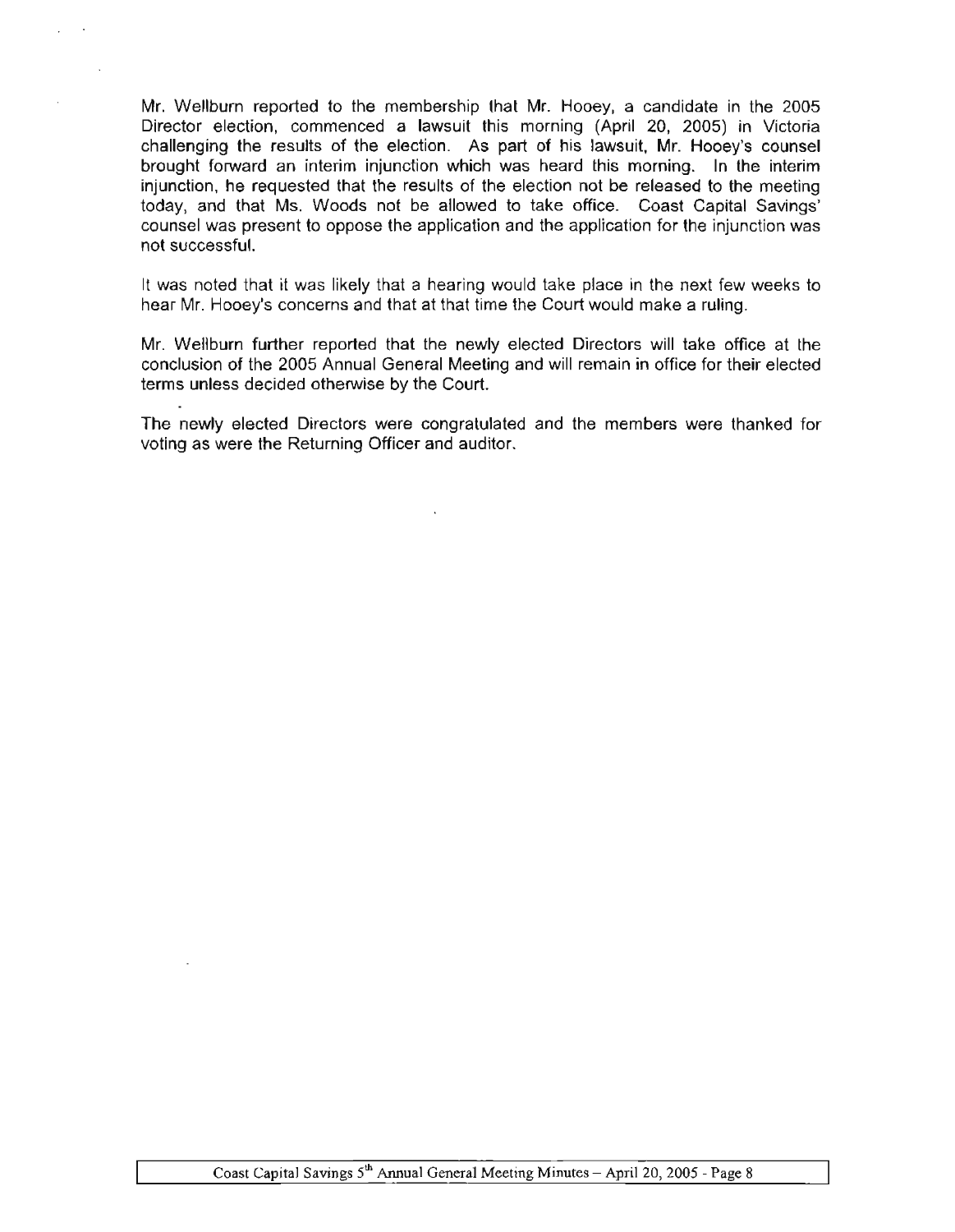Mr. Wellburn reported to the membership that Mr. Hooey, a candidate in the 2005 Director election, commenced a lawsuit this morning (April 20, 2005) in Victoria challenging the results of the election. As part of his lawsuit, Mr. Hooey's counsel brought forward an interim injunction which was heard this morning. In the interim injunction, he requested that the results of the election not be released to the meeting today, and that Ms. Woods not be allowed to take office. Coast Capital Savings' counsel was present to oppose the application and the application for the injunction was not successful.

It was noted that it was likely that a hearing would take place in the next few weeks to hear Mr. Hooey's concerns and that at that time the Court would make a ruling.

Mr. Wellburn further reported that the newly elected Directors will take office at the conclusion of the 2005 Annual General Meeting and will remain in office for their elected terms unless decided otherwise by the Court.

The newly elected Directors were congratulated and the members were thanked for voting as were the Returning Officer and auditor.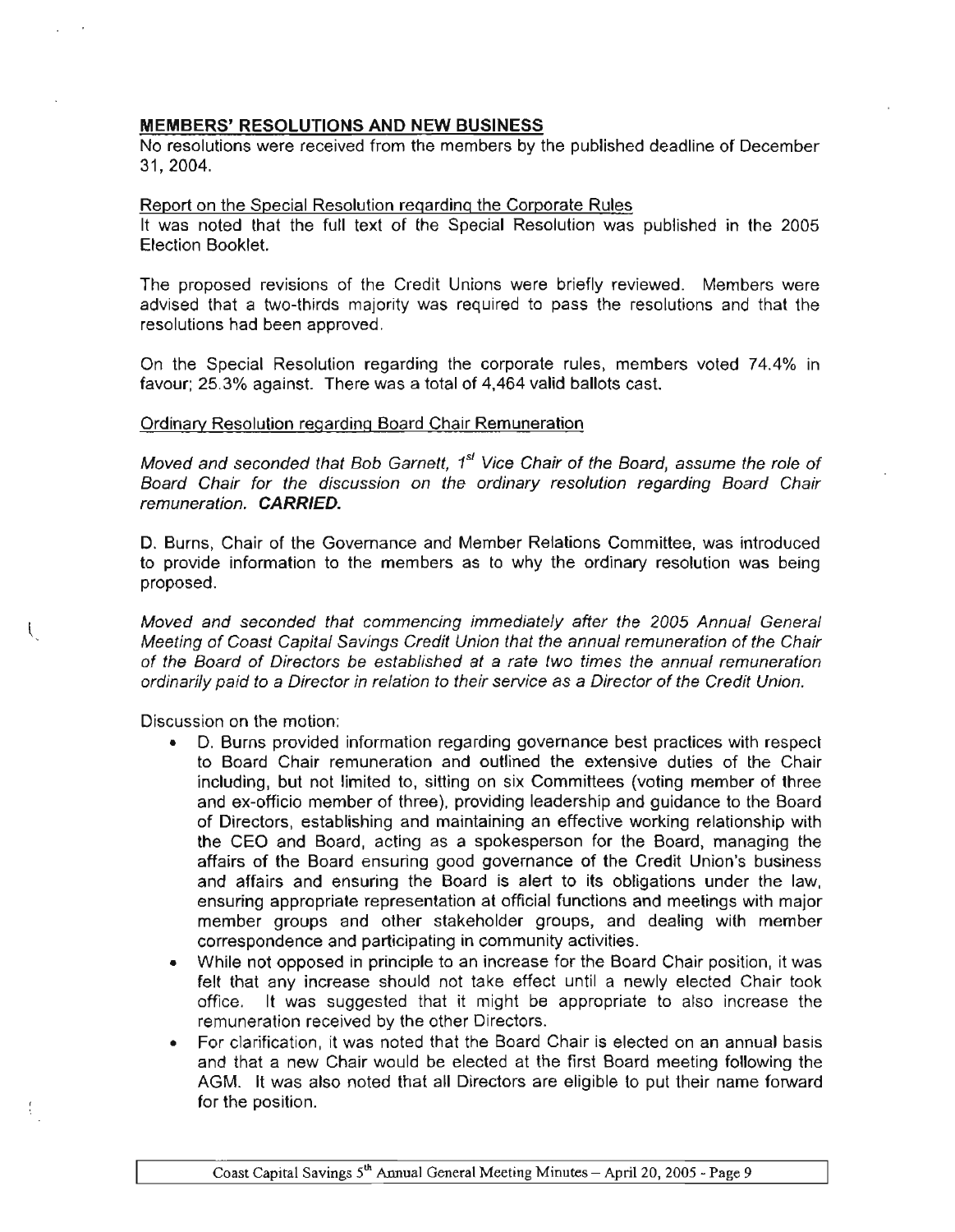## MEMBERS' RESOLUTIONS AND NEW BUSINESS

No resolutions were received from the members by the published deadline of December 31, 2004.

Report on the Special Resolution regarding the Corporate Rules

It was noted that the full text of the Special Resolution was published in the 2005 Election Booklet.

The proposed revisions of the Credit Unions were briefly reviewed. Members were advised that a two-thirds majority was required to pass the resolutions and that the resolutions had been approved.

On the Special Resolution regarding the corporate rules, members voted 74.4% in favour; 25.3% against. There was a total of 4,464 valid ballots cast.

Ordinary Resolution regarding Board Chair Remuneration

*Moved and seconded that Bob Garnett, 1st Vice Chair of the Board, assume the role of Board Chair for the discussion on the ordinary resolution regarding Board Chair remuneration.* ***CARRIED.***

D. Burns, Chair of the Governance and Member Relations Committee, was introduced to provide information to the members as to why the ordinary resolution was being proposed.

*Moved and seconded that commencing immediately after the 2005 Annual General Meeting of Coast Capital Savings Credit Union that the annual remuneration of the Chair of the Board of Directors be established at a rate two times the annual remuneration ordinarily paid to a Director in relation to their service as a Director of the Credit Union.*

Discussion on the motion:

- D. Burns provided information regarding governance best practices with respect to Board Chair remuneration and outlined the extensive duties of the Chair including, but not limited to, sitting on six Committees (voting member of three and ex-officio member of three), providing leadership and guidance to the Board of Directors, establishing and maintaining an effective working relationship with the CEO and Board, acting as a spokesperson for the Board, managing the affairs of the Board ensuring good governance of the Credit Union's business and affairs and ensuring the Board is alert to its obligations under the law, ensuring appropriate representation at official functions and meetings with major member groups and other stakeholder groups, and dealing with member correspondence and participating in community activities.
- While not opposed in principle to an increase for the Board Chair position, it was felt that any increase should not take effect until a newly elected Chair took office. It was suggested that it might be appropriate to also increase the remuneration received by the other Directors.
- For clarification, it was noted that the Board Chair is elected on an annual basis and that a new Chair would be elected at the first Board meeting following the AGM. It was also noted that all Directors are eligible to put their name forward for the position.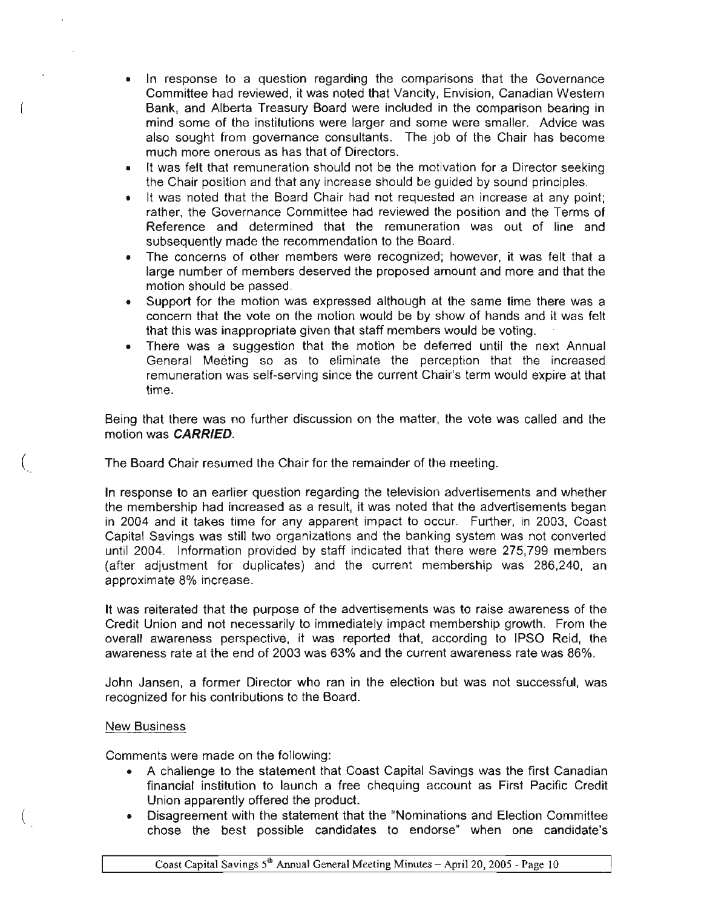- In response to a question regarding the comparisons that the Governance Committee had reviewed, it was noted that Vancity, Envision, Canadian Western Bank, and Alberta Treasury Board were included in the comparison bearing in mind some of the institutions were larger and some were smaller. Advice was also sought from governance consultants. The job of the Chair has become much more onerous as has that of Directors.
- It was felt that remuneration should not be the motivation for a Director seeking the Chair position and that any increase should be guided by sound principles.
- It was noted that the Board Chair had not requested an increase at any point; rather, the Governance Committee had reviewed the position and the Terms of Reference and determined that the remuneration was out of line and subsequently made the recommendation to the Board.
- The concerns of other members were recognized; however, it was felt that a large number of members deserved the proposed amount and more and that the motion should be passed.
- Support for the motion was expressed although at the same time there was a concern that the vote on the motion would be by show of hands and it was felt that this was inappropriate given that staff members would be voting.
- There was a suggestion that the motion be deferred until the next Annual General Meeting so as to eliminate the perception that the increased remuneration was self-serving since the current Chair's term would expire at that time.

Being that there was no further discussion on the matter, the vote was called and the motion was ***CARRIED***.

The Board Chair resumed the Chair for the remainder of the meeting.

In response to an earlier question regarding the television advertisements and whether the membership had increased as a result, it was noted that the advertisements began in 2004 and it takes time for any apparent impact to occur. Further, in 2003, Coast Capital Savings was still two organizations and the banking system was not converted until 2004. Information provided by staff indicated that there were 275,799 members (after adjustment for duplicates) and the current membership was 286,240, an approximate 8% increase.

It was reiterated that the purpose of the advertisements was to raise awareness of the Credit Union and not necessarily to immediately impact membership growth. From the overall awareness perspective, it was reported that, according to IPSO Reid, the awareness rate at the end of 2003 was 63% and the current awareness rate was 86%.

John Jansen, a former Director who ran in the election but was not successful, was recognized for his contributions to the Board.

## New Business

Comments were made on the following:

- A challenge to the statement that Coast Capital Savings was the first Canadian financial institution to launch a free chequing account as First Pacific Credit Union apparently offered the product.
- Disagreement with the statement that the "Nominations and Election Committee chose the best possible candidates to endorse" when one candidate's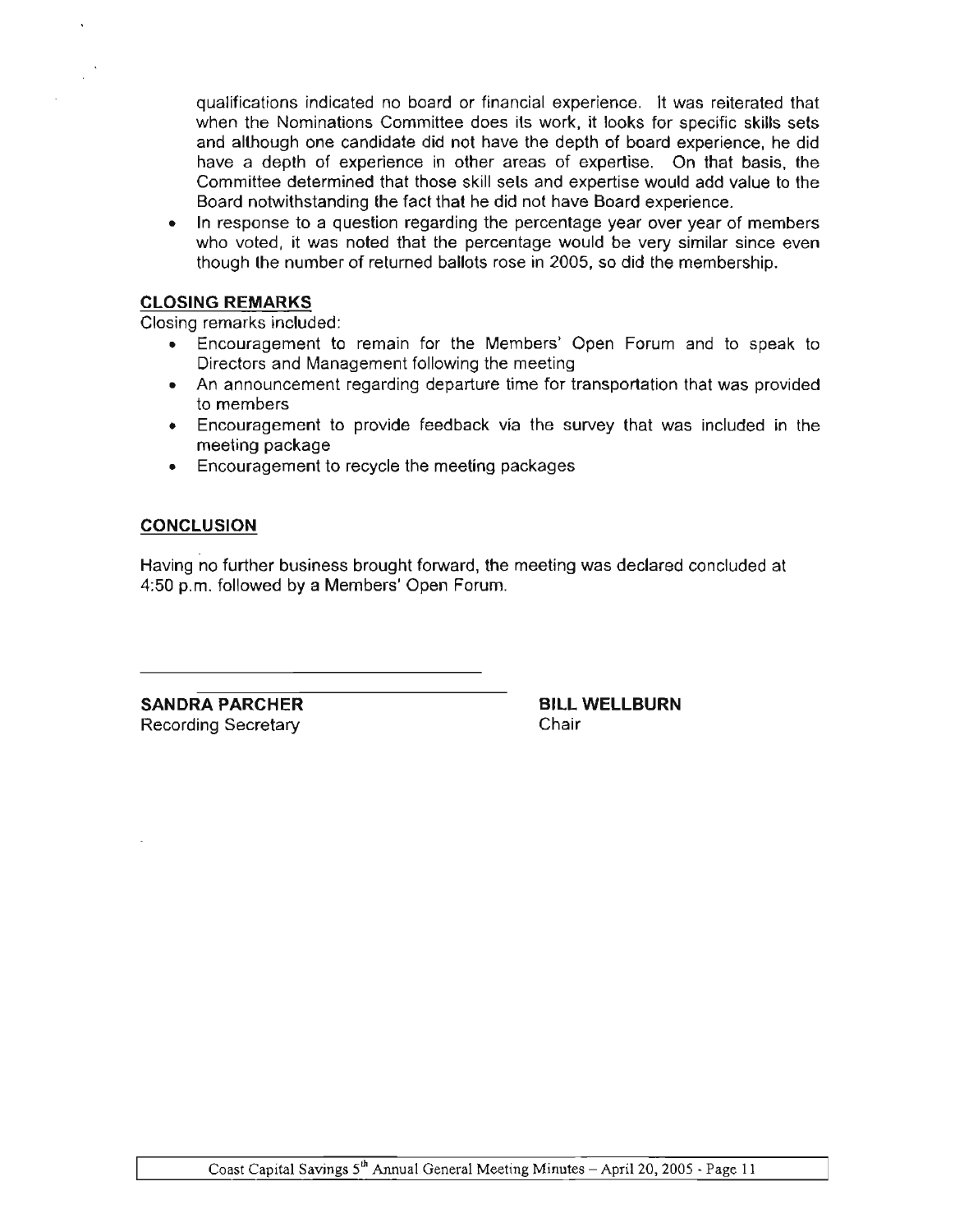qualifications indicated no board or financial experience. It was reiterated that when the Nominations Committee does its work, it looks for specific skills sets and although one candidate did not have the depth of board experience, he did have a depth of experience in other areas of expertise. On that basis, the Committee determined that those skill sets and expertise would add value to the Board notwithstanding the fact that he did not have Board experience.

- In response to a question regarding the percentage year over year of members who voted, it was noted that the percentage would be very similar since even though the number of returned ballots rose in 2005, so did the membership.

## CLOSING REMARKS

Closing remarks included:

- Encouragement to remain for the Members' Open Forum and to speak to Directors and Management following the meeting
- An announcement regarding departure time for transportation that was provided to members
- Encouragement to provide feedback via the survey that was included in the meeting package
- Encouragement to recycle the meeting packages

## CONCLUSION

Having no further business brought forward, the meeting was declared concluded at 4:50 p.m. followed by a Members' Open Forum.

**SANDRA PARCHER**
Recording Secretary

**BILL WELLBURN**
Chair